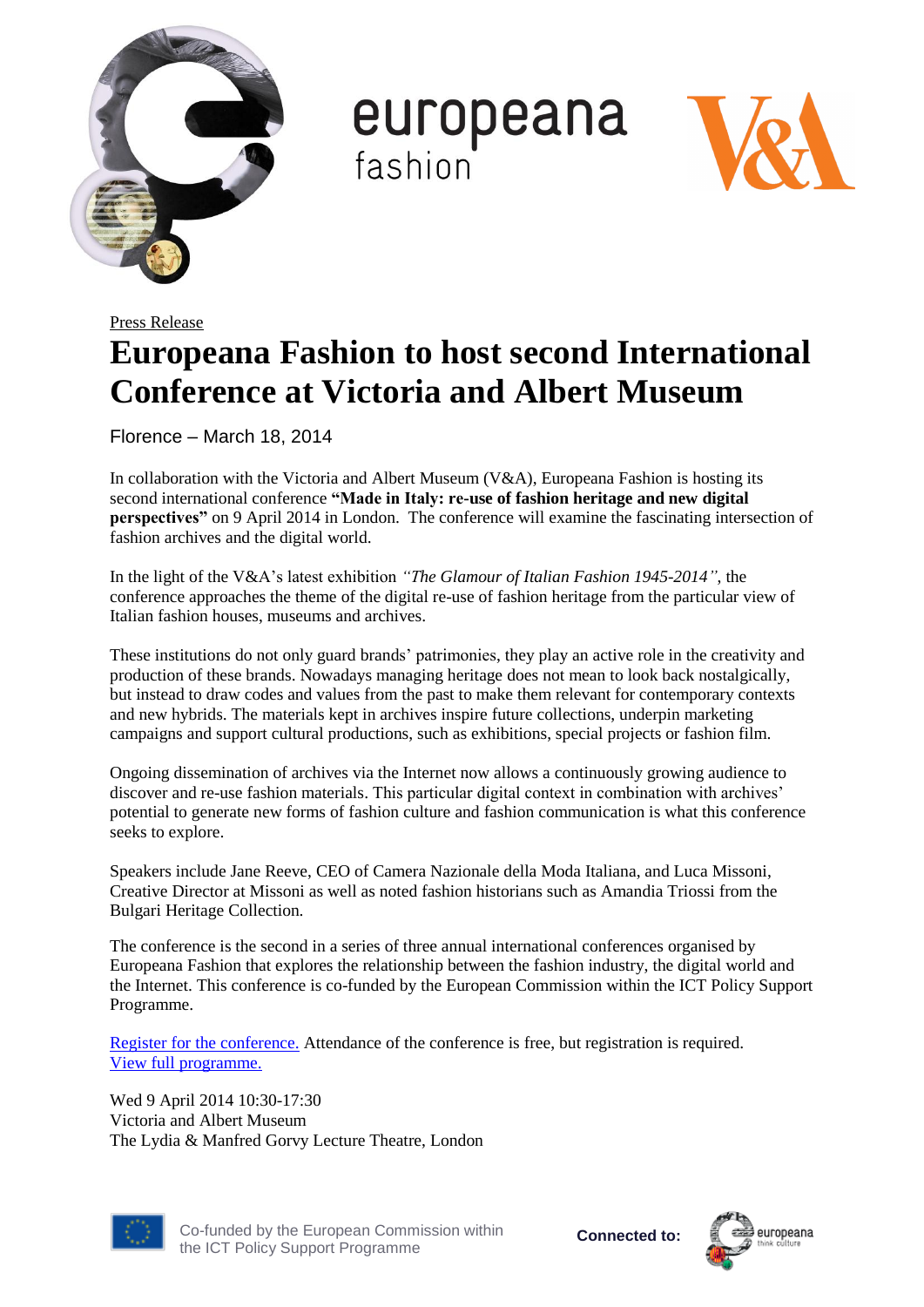europeana fashion

Press Release

# Europeana Fashion to host second International Conference at Victoria and Albert Museum

Florence – March 18, 2014

In collaboration with the Victoria and Albert Museum (V&A), Europeana Fashion is hosting its second international conference **"Made in Italy: re-use of fashion heritage and new digital perspectives"** on 9 April 2014 in London. The conference will examine the fascinating intersection of fashion archives and the digital world.

In the light of the V&A's latest exhibition *"The Glamour of Italian Fashion 1945-2014"*, the conference approaches the theme of the digital re-use of fashion heritage from the particular view of Italian fashion houses, museums and archives.

These institutions do not only guard brands' patrimonies, they play an active role in the creativity and production of these brands. Nowadays managing heritage does not mean to look back nostalgically, but instead to draw codes and values from the past to make them relevant for contemporary contexts and new hybrids. The materials kept in archives inspire future collections, underpin marketing campaigns and support cultural productions, such as exhibitions, special projects or fashion film.

Ongoing dissemination of archives via the Internet now allows a continuously growing audience to discover and re-use fashion materials. This particular digital context in combination with archives' potential to generate new forms of fashion culture and fashion communication is what this conference seeks to explore.

Speakers include Jane Reeve, CEO of Camera Nazionale della Moda Italiana, and Luca Missoni, Creative Director at Missoni as well as noted fashion historians such as Amandia Triossi from the Bulgari Heritage Collection.

The conference is the second in a series of three annual international conferences organised by Europeana Fashion that explores the relationship between the fashion industry, the digital world and the Internet. This conference is co-funded by the European Commission within the ICT Policy Support Programme.

Register for the conference. Attendance of the conference is free, but registration is required.
View full programme.

Wed 9 April 2014 10:30-17:30
Victoria and Albert Museum
The Lydia & Manfred Gorvy Lecture Theatre, London

Co-funded by the European Commission within the ICT Policy Support Programme

**Connected to:** europeana think culture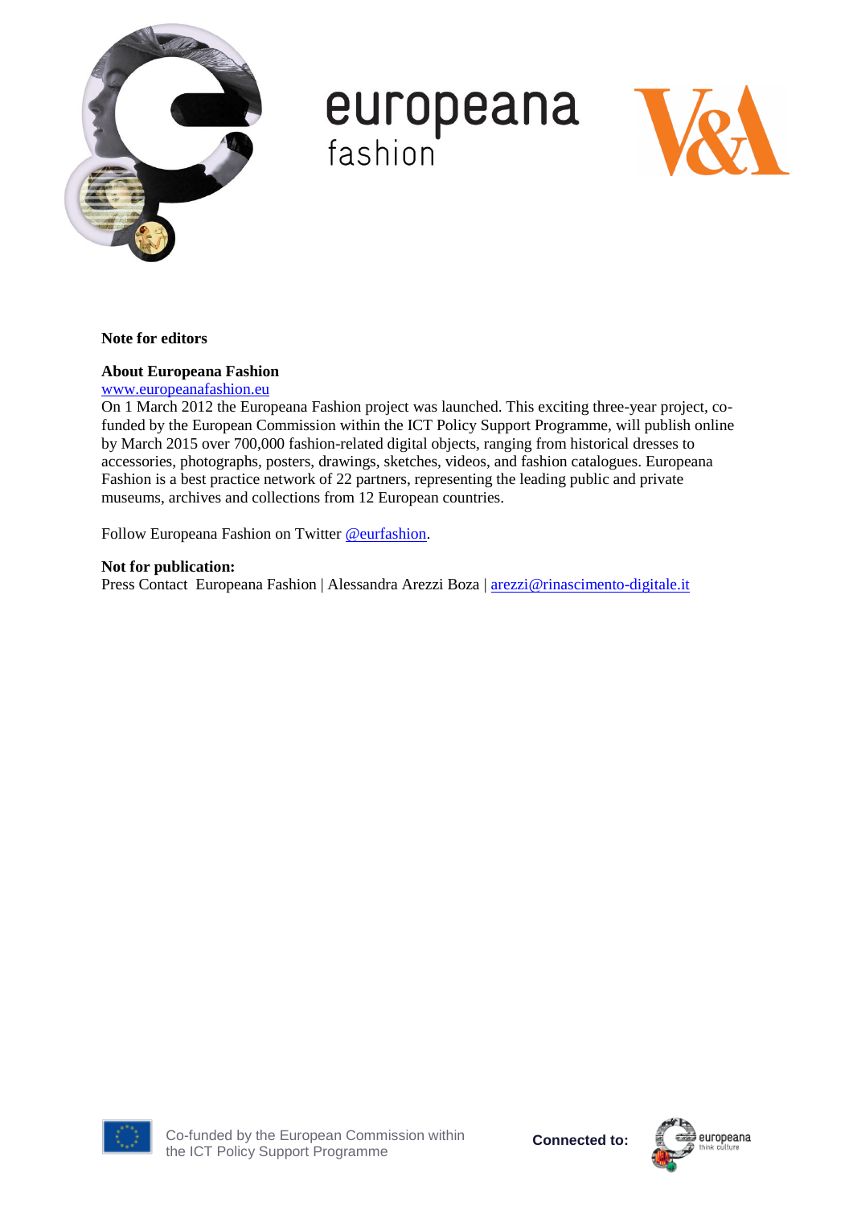europeana fashion

**Note for editors**

**About Europeana Fashion**

www.europeanafashion.eu

On 1 March 2012 the Europeana Fashion project was launched. This exciting three-year project, co-funded by the European Commission within the ICT Policy Support Programme, will publish online by March 2015 over 700,000 fashion-related digital objects, ranging from historical dresses to accessories, photographs, posters, drawings, sketches, videos, and fashion catalogues. Europeana Fashion is a best practice network of 22 partners, representing the leading public and private museums, archives and collections from 12 European countries.

Follow Europeana Fashion on Twitter @eurfashion.

**Not for publication:**

Press Contact Europeana Fashion | Alessandra Arezzi Boza | arezzi@rinascimento-digitale.it

Co-funded by the European Commission within the ICT Policy Support Programme

**Connected to:** europeana think culture